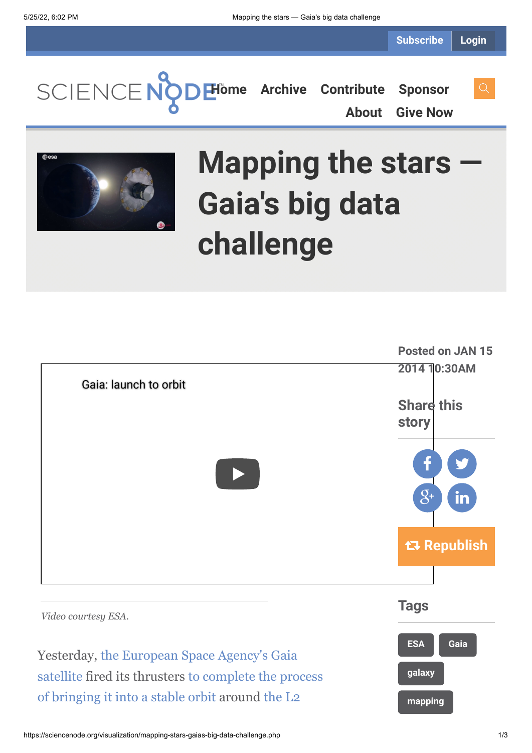Subscribe Login

SCIENCE NODE

Home Archive Contribute Sponsor About Give Now

# Mapping the stars — Gaia's big data challenge

Posted on JAN 15 2014 10:30AM

Share this story

Republish

Gaia: launch to orbit

*Video courtesy ESA.*

Tags

ESA Gaia galaxy mapping

Yesterday, the European Space Agency's Gaia satellite fired its thrusters to complete the process of bringing it into a stable orbit around the L2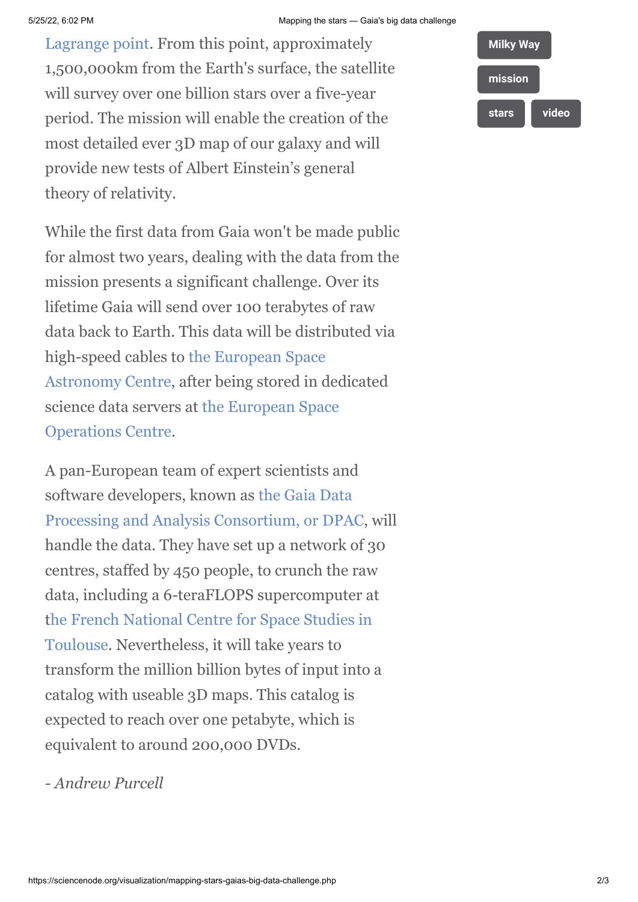Lagrange point. From this point, approximately 1,500,000km from the Earth's surface, the satellite will survey over one billion stars over a five-year period. The mission will enable the creation of the most detailed ever 3D map of our galaxy and will provide new tests of Albert Einstein's general theory of relativity.

While the first data from Gaia won't be made public for almost two years, dealing with the data from the mission presents a significant challenge. Over its lifetime Gaia will send over 100 terabytes of raw data back to Earth. This data will be distributed via high-speed cables to the European Space Astronomy Centre, after being stored in dedicated science data servers at the European Space Operations Centre.

A pan-European team of expert scientists and software developers, known as the Gaia Data Processing and Analysis Consortium, or DPAC, will handle the data. They have set up a network of 30 centres, staffed by 450 people, to crunch the raw data, including a 6-teraFLOPS supercomputer at the French National Centre for Space Studies in Toulouse. Nevertheless, it will take years to transform the million billion bytes of input into a catalog with useable 3D maps. This catalog is expected to reach over one petabyte, which is equivalent to around 200,000 DVDs.

*- Andrew Purcell*

Milky Way

mission

stars

video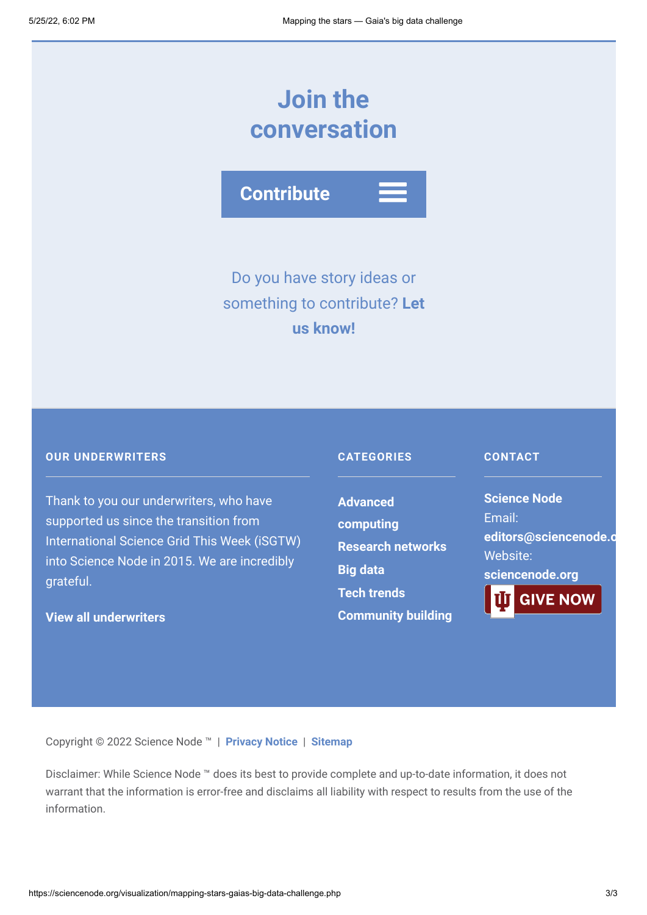# Join the conversation

**Contribute**

Do you have story ideas or something to contribute? **Let us know!**

### OUR UNDERWRITERS

Thank to you our underwriters, who have supported us since the transition from International Science Grid This Week (iSGTW) into Science Node in 2015. We are incredibly grateful.

**View all underwriters**

### CATEGORIES

- **Advanced computing**
- **Research networks**
- **Big data**
- **Tech trends**
- **Community building**

### CONTACT

**Science Node**
Email:
**editors@sciencenode.o**
Website:
**sciencenode.org**

GIVE NOW

Copyright © 2022 Science Node ™ | **Privacy Notice** | **Sitemap**

Disclaimer: While Science Node ™ does its best to provide complete and up-to-date information, it does not warrant that the information is error-free and disclaims all liability with respect to results from the use of the information.